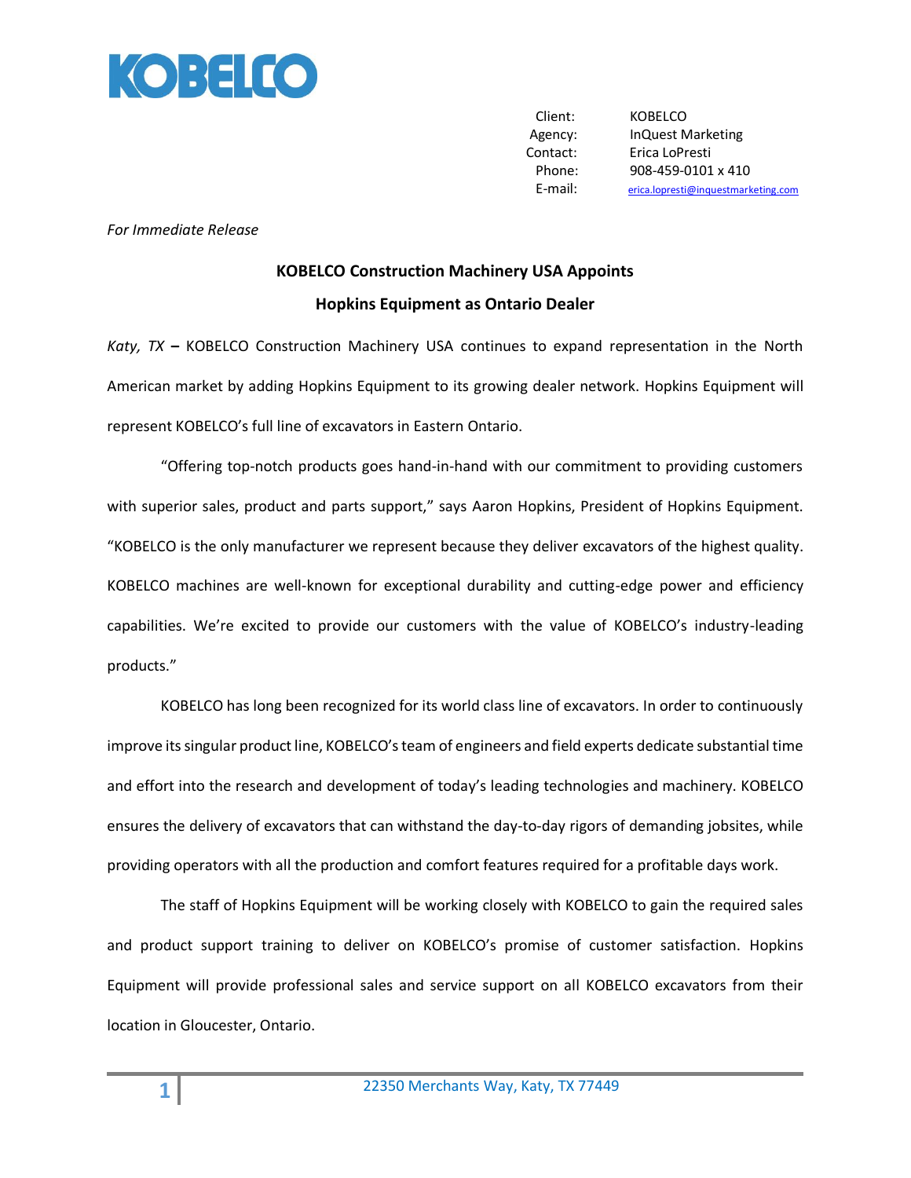KOBELCO

| | |
|---|---|
| Client: | KOBELCO |
| Agency: | InQuest Marketing |
| Contact: | Erica LoPresti |
| Phone: | 908-459-0101 x 410 |
| E-mail: | erica.lopresti@inquestmarketing.com |

*For Immediate Release*

**KOBELCO Construction Machinery USA Appoints**

**Hopkins Equipment as Ontario Dealer**

*Katy, TX* **–** KOBELCO Construction Machinery USA continues to expand representation in the North American market by adding Hopkins Equipment to its growing dealer network. Hopkins Equipment will represent KOBELCO's full line of excavators in Eastern Ontario.

"Offering top-notch products goes hand-in-hand with our commitment to providing customers with superior sales, product and parts support," says Aaron Hopkins, President of Hopkins Equipment. "KOBELCO is the only manufacturer we represent because they deliver excavators of the highest quality. KOBELCO machines are well-known for exceptional durability and cutting-edge power and efficiency capabilities. We're excited to provide our customers with the value of KOBELCO's industry-leading products."

KOBELCO has long been recognized for its world class line of excavators. In order to continuously improve its singular product line, KOBELCO's team of engineers and field experts dedicate substantial time and effort into the research and development of today's leading technologies and machinery. KOBELCO ensures the delivery of excavators that can withstand the day-to-day rigors of demanding jobsites, while providing operators with all the production and comfort features required for a profitable days work.

The staff of Hopkins Equipment will be working closely with KOBELCO to gain the required sales and product support training to deliver on KOBELCO's promise of customer satisfaction. Hopkins Equipment will provide professional sales and service support on all KOBELCO excavators from their location in Gloucester, Ontario.

22350 Merchants Way, Katy, TX 77449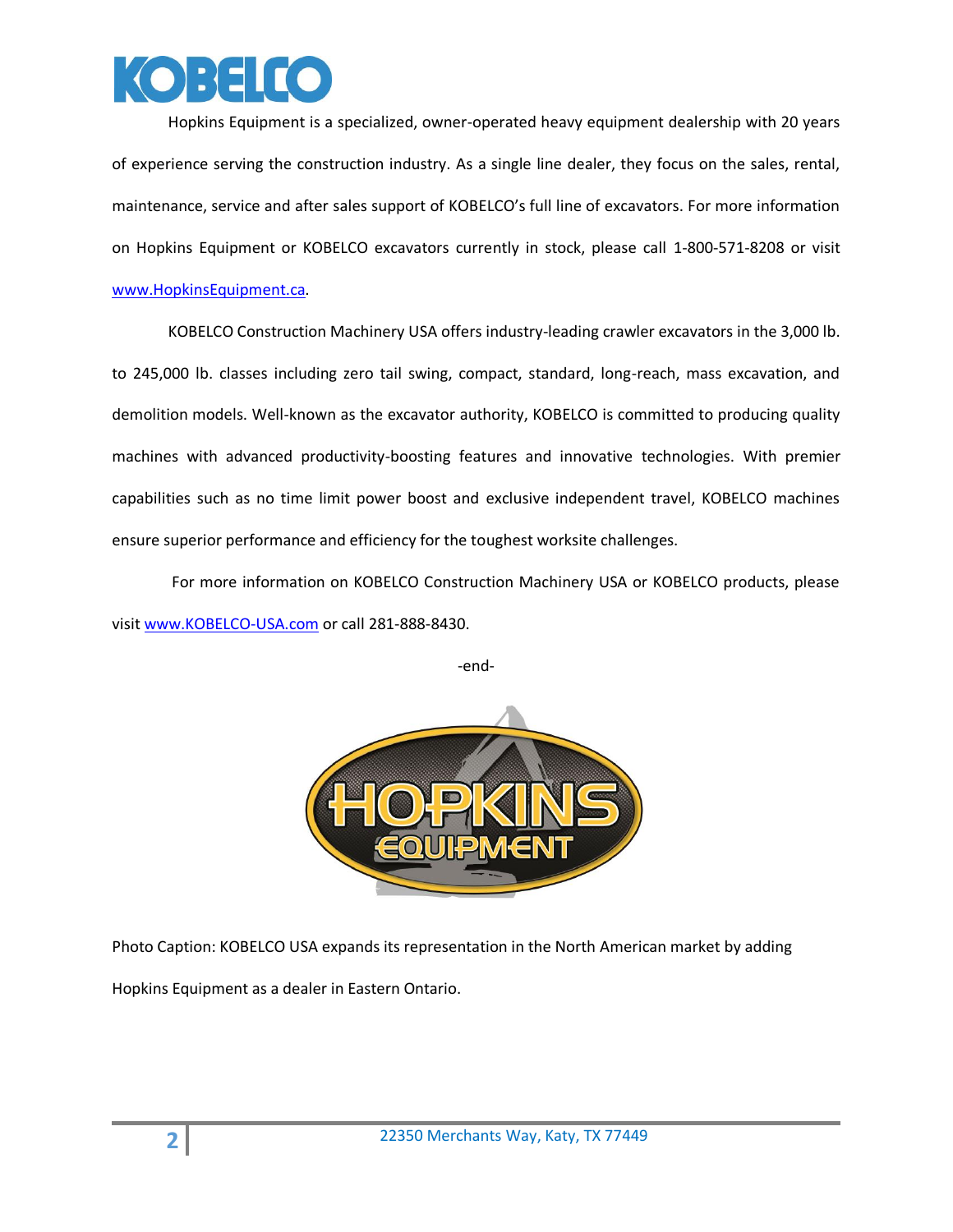Hopkins Equipment is a specialized, owner-operated heavy equipment dealership with 20 years of experience serving the construction industry. As a single line dealer, they focus on the sales, rental, maintenance, service and after sales support of KOBELCO's full line of excavators. For more information on Hopkins Equipment or KOBELCO excavators currently in stock, please call 1-800-571-8208 or visit [www.HopkinsEquipment.ca](http://www.HopkinsEquipment.ca).

KOBELCO Construction Machinery USA offers industry-leading crawler excavators in the 3,000 lb. to 245,000 lb. classes including zero tail swing, compact, standard, long-reach, mass excavation, and demolition models. Well-known as the excavator authority, KOBELCO is committed to producing quality machines with advanced productivity-boosting features and innovative technologies. With premier capabilities such as no time limit power boost and exclusive independent travel, KOBELCO machines ensure superior performance and efficiency for the toughest worksite challenges.

For more information on KOBELCO Construction Machinery USA or KOBELCO products, please visit [www.KOBELCO-USA.com](http://www.KOBELCO-USA.com) or call 281-888-8430.

-end-

Photo Caption: KOBELCO USA expands its representation in the North American market by adding Hopkins Equipment as a dealer in Eastern Ontario.

22350 Merchants Way, Katy, TX 77449